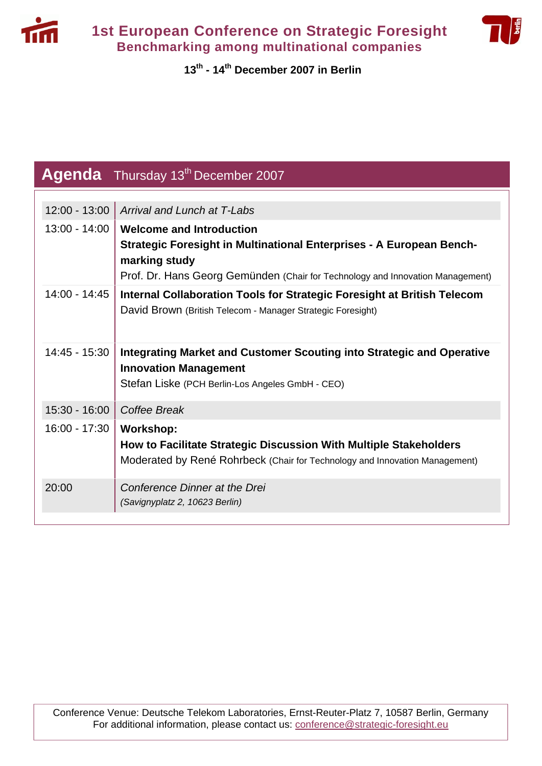# 1st European Conference on Strategic Foresight

## Benchmarking among multinational companies

**13th - 14th December 2007 in Berlin**

## Agenda Thursday 13th December 2007

| | |
|---|---|
| 12:00 - 13:00 | *Arrival and Lunch at T-Labs* |
| 13:00 - 14:00 | **Welcome and Introduction**<br>**Strategic Foresight in Multinational Enterprises - A European Benchmarking study**<br>Prof. Dr. Hans Georg Gemünden (Chair for Technology and Innovation Management) |
| 14:00 - 14:45 | **Internal Collaboration Tools for Strategic Foresight at British Telecom**<br>David Brown (British Telecom - Manager Strategic Foresight) |
| 14:45 - 15:30 | **Integrating Market and Customer Scouting into Strategic and Operative Innovation Management**<br>Stefan Liske (PCH Berlin-Los Angeles GmbH - CEO) |
| 15:30 - 16:00 | *Coffee Break* |
| 16:00 - 17:30 | **Workshop:**<br>**How to Facilitate Strategic Discussion With Multiple Stakeholders**<br>Moderated by René Rohrbeck (Chair for Technology and Innovation Management) |
| 20:00 | *Conference Dinner at the Drei*<br>*(Savignyplatz 2, 10623 Berlin)* |

Conference Venue: Deutsche Telekom Laboratories, Ernst-Reuter-Platz 7, 10587 Berlin, Germany
For additional information, please contact us: conference@strategic-foresight.eu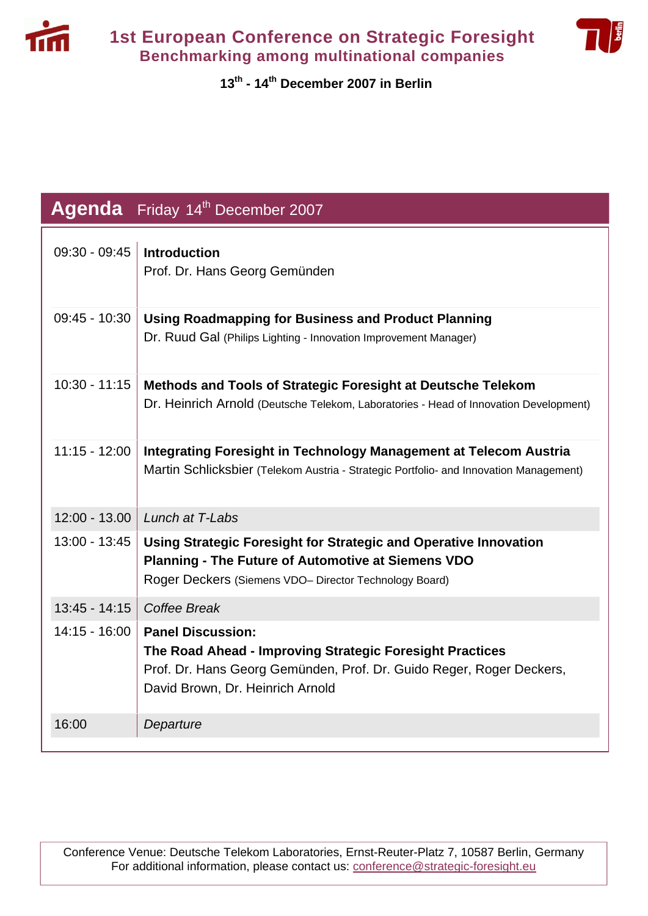# 1st European Conference on Strategic Foresight

## Benchmarking among multinational companies

**13th - 14th December 2007 in Berlin**

## Agenda Friday 14th December 2007

| | |
|---|---|
| 09:30 - 09:45 | **Introduction**<br>Prof. Dr. Hans Georg Gemünden |
| 09:45 - 10:30 | **Using Roadmapping for Business and Product Planning**<br>Dr. Ruud Gal (Philips Lighting - Innovation Improvement Manager) |
| 10:30 - 11:15 | **Methods and Tools of Strategic Foresight at Deutsche Telekom**<br>Dr. Heinrich Arnold (Deutsche Telekom, Laboratories - Head of Innovation Development) |
| 11:15 - 12:00 | **Integrating Foresight in Technology Management at Telecom Austria**<br>Martin Schlicksbier (Telekom Austria - Strategic Portfolio- and Innovation Management) |
| 12:00 - 13.00 | *Lunch at T-Labs* |
| 13:00 - 13:45 | **Using Strategic Foresight for Strategic and Operative Innovation Planning - The Future of Automotive at Siemens VDO**<br>Roger Deckers (Siemens VDO– Director Technology Board) |
| 13:45 - 14:15 | *Coffee Break* |
| 14:15 - 16:00 | **Panel Discussion:**<br>**The Road Ahead - Improving Strategic Foresight Practices**<br>Prof. Dr. Hans Georg Gemünden, Prof. Dr. Guido Reger, Roger Deckers, David Brown, Dr. Heinrich Arnold |
| 16:00 | *Departure* |

Conference Venue: Deutsche Telekom Laboratories, Ernst-Reuter-Platz 7, 10587 Berlin, Germany
For additional information, please contact us: conference@strategic-foresight.eu